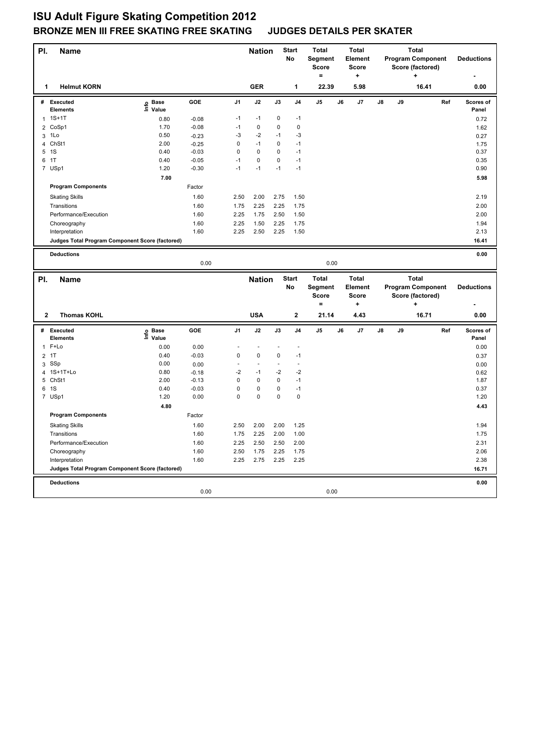# ISU Adult Figure Skating Competition 2012

## BRONZE MEN III FREE SKATING FREE SKATING JUDGES DETAILS PER SKATER

| Pl. | Name | Nation | Start No | Total Segment Score = | Total Element Score + | Total Program Component Score (factored) + | Deductions - |
|---|---|---|---|---|---|---|---|
| 1 | Helmut KORN | GER | 1 | 22.39 | 5.98 | 16.41 | 0.00 |

| # | Executed Elements | Info | Base Value | GOE | J1 | J2 | J3 | J4 | J5 | J6 | J7 | J8 | J9 | Ref | Scores of Panel |
|---|---|---|---|---|---|---|---|---|---|---|---|---|---|---|---|
| 1 | 1S+1T | | 0.80 | -0.08 | -1 | -1 | 0 | -1 | | | | | | | 0.72 |
| 2 | CoSp1 | | 1.70 | -0.08 | -1 | 0 | 0 | 0 | | | | | | | 1.62 |
| 3 | 1Lo | | 0.50 | -0.23 | -3 | -2 | -1 | -3 | | | | | | | 0.27 |
| 4 | ChSt1 | | 2.00 | -0.25 | 0 | -1 | 0 | -1 | | | | | | | 1.75 |
| 5 | 1S | | 0.40 | -0.03 | 0 | 0 | 0 | -1 | | | | | | | 0.37 |
| 6 | 1T | | 0.40 | -0.05 | -1 | 0 | 0 | -1 | | | | | | | 0.35 |
| 7 | USp1 | | 1.20 | -0.30 | -1 | -1 | -1 | -1 | | | | | | | 0.90 |
| | | | 7.00 | | | | | | | | | | | | 5.98 |
| | **Program Components** | | | Factor | | | | | | | | | | | |
| | Skating Skills | | | 1.60 | 2.50 | 2.00 | 2.75 | 1.50 | | | | | | | 2.19 |
| | Transitions | | | 1.60 | 1.75 | 2.25 | 2.25 | 1.75 | | | | | | | 2.00 |
| | Performance/Execution | | | 1.60 | 2.25 | 1.75 | 2.50 | 1.50 | | | | | | | 2.00 |
| | Choreography | | | 1.60 | 2.25 | 1.50 | 2.25 | 1.75 | | | | | | | 1.94 |
| | Interpretation | | | 1.60 | 2.25 | 2.50 | 2.25 | 1.50 | | | | | | | 2.13 |
| | **Judges Total Program Component Score (factored)** | | | | | | | | | | | | | | 16.41 |
| | **Deductions** | | | 0.00 | | | | | 0.00 | | | | | | 0.00 |

| Pl. | Name | Nation | Start No | Total Segment Score = | Total Element Score + | Total Program Component Score (factored) + | Deductions - |
|---|---|---|---|---|---|---|---|
| 2 | Thomas KOHL | USA | 2 | 21.14 | 4.43 | 16.71 | 0.00 |

| # | Executed Elements | Info | Base Value | GOE | J1 | J2 | J3 | J4 | J5 | J6 | J7 | J8 | J9 | Ref | Scores of Panel |
|---|---|---|---|---|---|---|---|---|---|---|---|---|---|---|---|
| 1 | F+Lo | | 0.00 | 0.00 | - | - | - | - | | | | | | | 0.00 |
| 2 | 1T | | 0.40 | -0.03 | 0 | 0 | 0 | -1 | | | | | | | 0.37 |
| 3 | SSp | | 0.00 | 0.00 | - | - | - | - | | | | | | | 0.00 |
| 4 | 1S+1T+Lo | | 0.80 | -0.18 | -2 | -1 | -2 | -2 | | | | | | | 0.62 |
| 5 | ChSt1 | | 2.00 | -0.13 | 0 | 0 | 0 | -1 | | | | | | | 1.87 |
| 6 | 1S | | 0.40 | -0.03 | 0 | 0 | 0 | -1 | | | | | | | 0.37 |
| 7 | USp1 | | 1.20 | 0.00 | 0 | 0 | 0 | 0 | | | | | | | 1.20 |
| | | | 4.80 | | | | | | | | | | | | 4.43 |
| | **Program Components** | | | Factor | | | | | | | | | | | |
| | Skating Skills | | | 1.60 | 2.50 | 2.00 | 2.00 | 1.25 | | | | | | | 1.94 |
| | Transitions | | | 1.60 | 1.75 | 2.25 | 2.00 | 1.00 | | | | | | | 1.75 |
| | Performance/Execution | | | 1.60 | 2.25 | 2.50 | 2.50 | 2.00 | | | | | | | 2.31 |
| | Choreography | | | 1.60 | 2.50 | 1.75 | 2.25 | 1.75 | | | | | | | 2.06 |
| | Interpretation | | | 1.60 | 2.25 | 2.75 | 2.25 | 2.25 | | | | | | | 2.38 |
| | **Judges Total Program Component Score (factored)** | | | | | | | | | | | | | | 16.71 |
| | **Deductions** | | | 0.00 | | | | | 0.00 | | | | | | 0.00 |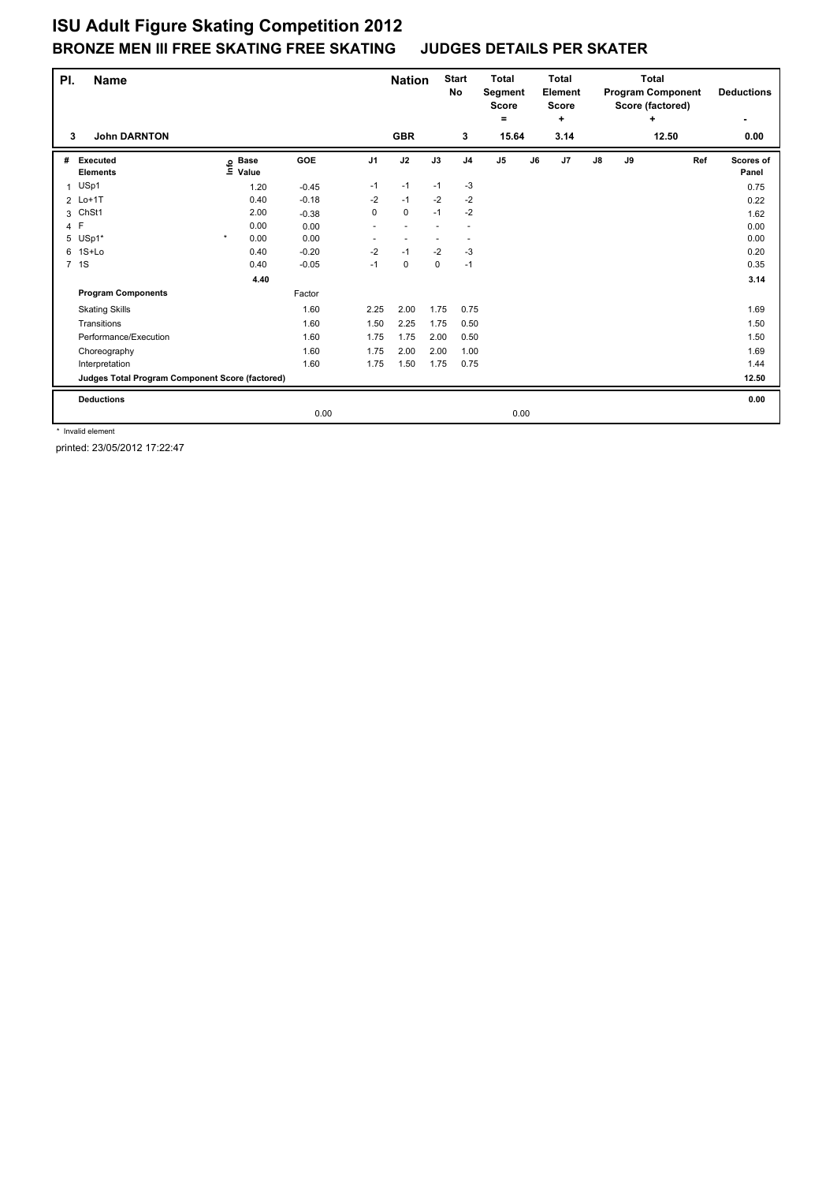# ISU Adult Figure Skating Competition 2012

## BRONZE MEN III FREE SKATING FREE SKATING JUDGES DETAILS PER SKATER

| Pl. | Name | Nation | Start No | Total Segment Score = | Total Element Score + | Total Program Component Score (factored) + | Deductions - |
|---|---|---|---|---|---|---|---|
| 3 | John DARNTON | GBR | 3 | 15.64 | 3.14 | 12.50 | 0.00 |

| # | Executed Elements | Info | Base Value | GOE | J1 | J2 | J3 | J4 | J5 | J6 | J7 | J8 | J9 | Ref | Scores of Panel |
|---|---|---|---|---|---|---|---|---|---|---|---|---|---|---|---|
| 1 | USp1 | | 1.20 | -0.45 | -1 | -1 | -1 | -3 | | | | | | | 0.75 |
| 2 | Lo+1T | | 0.40 | -0.18 | -2 | -1 | -2 | -2 | | | | | | | 0.22 |
| 3 | ChSt1 | | 2.00 | -0.38 | 0 | 0 | -1 | -2 | | | | | | | 1.62 |
| 4 | F | | 0.00 | 0.00 | - | - | - | - | | | | | | | 0.00 |
| 5 | USp1* | * | 0.00 | 0.00 | - | - | - | - | | | | | | | 0.00 |
| 6 | 1S+Lo | | 0.40 | -0.20 | -2 | -1 | -2 | -3 | | | | | | | 0.20 |
| 7 | 1S | | 0.40 | -0.05 | -1 | 0 | 0 | -1 | | | | | | | 0.35 |
| | | | 4.40 | | | | | | | | | | | | 3.14 |
| | **Program Components** | | | Factor | | | | | | | | | | | |
| | Skating Skills | | | 1.60 | 2.25 | 2.00 | 1.75 | 0.75 | | | | | | | 1.69 |
| | Transitions | | | 1.60 | 1.50 | 2.25 | 1.75 | 0.50 | | | | | | | 1.50 |
| | Performance/Execution | | | 1.60 | 1.75 | 1.75 | 2.00 | 0.50 | | | | | | | 1.50 |
| | Choreography | | | 1.60 | 1.75 | 2.00 | 2.00 | 1.00 | | | | | | | 1.69 |
| | Interpretation | | | 1.60 | 1.75 | 1.50 | 1.75 | 0.75 | | | | | | | 1.44 |
| | **Judges Total Program Component Score (factored)** | | | | | | | | | | | | | | 12.50 |
| | **Deductions** | | | | | | | | | | | | | | 0.00 |
| | | | | 0.00 | | | | | 0.00 | | | | | | |

\* Invalid element

printed: 23/05/2012 17:22:47